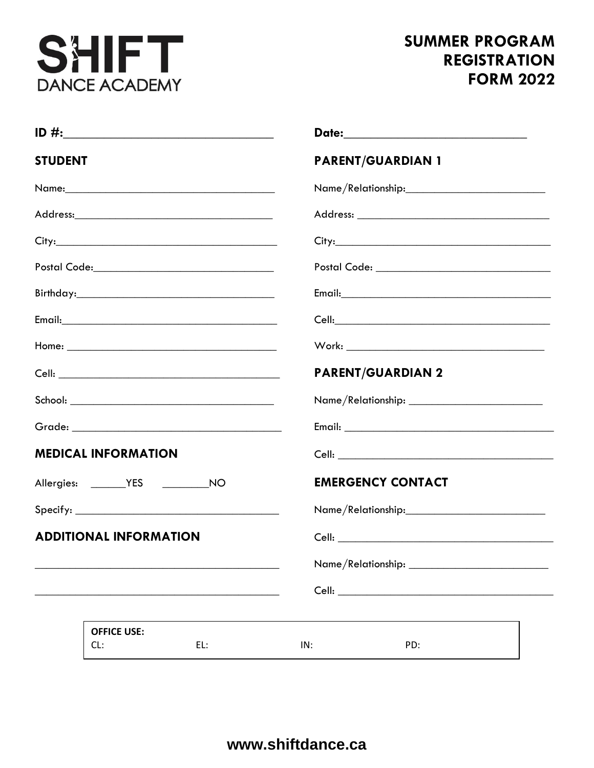# SHIFT DANCE ACADEMY

## SUMMER PROGRAM REGISTRATION FORM 2022

**ID #:**________________________________

**Date:**____________________________

### STUDENT

Name:________________________________

Address:______________________________

City:_________________________________

Postal Code:___________________________

Birthday:______________________________

Email:________________________________

Home: ________________________________

Cell: _________________________________

School: _______________________________

Grade: ________________________________

### MEDICAL INFORMATION

Allergies: ______YES ________NO

Specify: ______________________________

### ADDITIONAL INFORMATION

______________________________________

______________________________________

### PARENT/GUARDIAN 1

Name/Relationship:_____________________

Address: ______________________________

City:_________________________________

Postal Code: ___________________________

Email:________________________________

Cell:_________________________________

Work: ________________________________

### PARENT/GUARDIAN 2

Name/Relationship: _____________________

Email: ________________________________

Cell: _________________________________

### EMERGENCY CONTACT

Name/Relationship:_____________________

Cell: _________________________________

Name/Relationship: _____________________

Cell: _________________________________

**OFFICE USE:**

CL: EL: IN: PD:

www.shiftdance.ca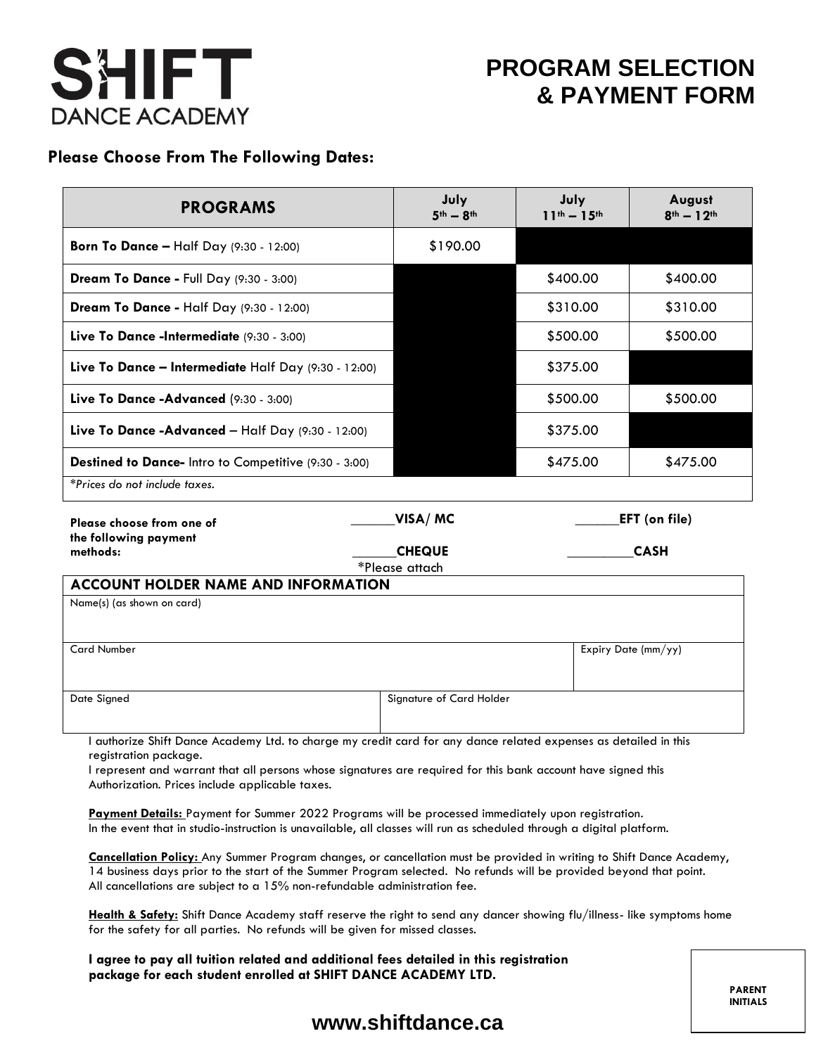# SHIFT DANCE ACADEMY

# PROGRAM SELECTION & PAYMENT FORM

### Please Choose From The Following Dates:

| PROGRAMS | July 5th – 8th | July 11th – 15th | August 8th – 12th |
|---|---|---|---|
| **Born To Dance –** Half Day (9:30 - 12:00) | $190.00 | | |
| **Dream To Dance -** Full Day (9:30 - 3:00) | | $400.00 | $400.00 |
| **Dream To Dance -** Half Day (9:30 - 12:00) | | $310.00 | $310.00 |
| **Live To Dance -Intermediate** (9:30 - 3:00) | | $500.00 | $500.00 |
| **Live To Dance – Intermediate** Half Day (9:30 - 12:00) | | $375.00 | |
| **Live To Dance -Advanced** (9:30 - 3:00) | | $500.00 | $500.00 |
| **Live To Dance -Advanced** – Half Day (9:30 - 12:00) | | $375.00 | |
| **Destined to Dance-** Intro to Competitive (9:30 - 3:00) | | $475.00 | $475.00 |

*\*Prices do not include taxes.*

**Please choose from one of the following payment methods:**

______**VISA/ MC** ______**EFT (on file)**

______**CHEQUE** *Please attach _________**CASH**

| ACCOUNT HOLDER NAME AND INFORMATION | |
|---|---|
| Name(s) (as shown on card) | |
| Card Number | Expiry Date (mm/yy) |
| Date Signed | Signature of Card Holder |

I authorize Shift Dance Academy Ltd. to charge my credit card for any dance related expenses as detailed in this registration package.
I represent and warrant that all persons whose signatures are required for this bank account have signed this Authorization. Prices include applicable taxes.

**Payment Details:** Payment for Summer 2022 Programs will be processed immediately upon registration.
In the event that in studio-instruction is unavailable, all classes will run as scheduled through a digital platform.

**Cancellation Policy:** Any Summer Program changes, or cancellation must be provided in writing to Shift Dance Academy, 14 business days prior to the start of the Summer Program selected. No refunds will be provided beyond that point. All cancellations are subject to a 15% non-refundable administration fee.

**Health & Safety:** Shift Dance Academy staff reserve the right to send any dancer showing flu/illness- like symptoms home for the safety for all parties. No refunds will be given for missed classes.

**I agree to pay all tuition related and additional fees detailed in this registration package for each student enrolled at SHIFT DANCE ACADEMY LTD.**

**PARENT INITIALS**

**www.shiftdance.ca**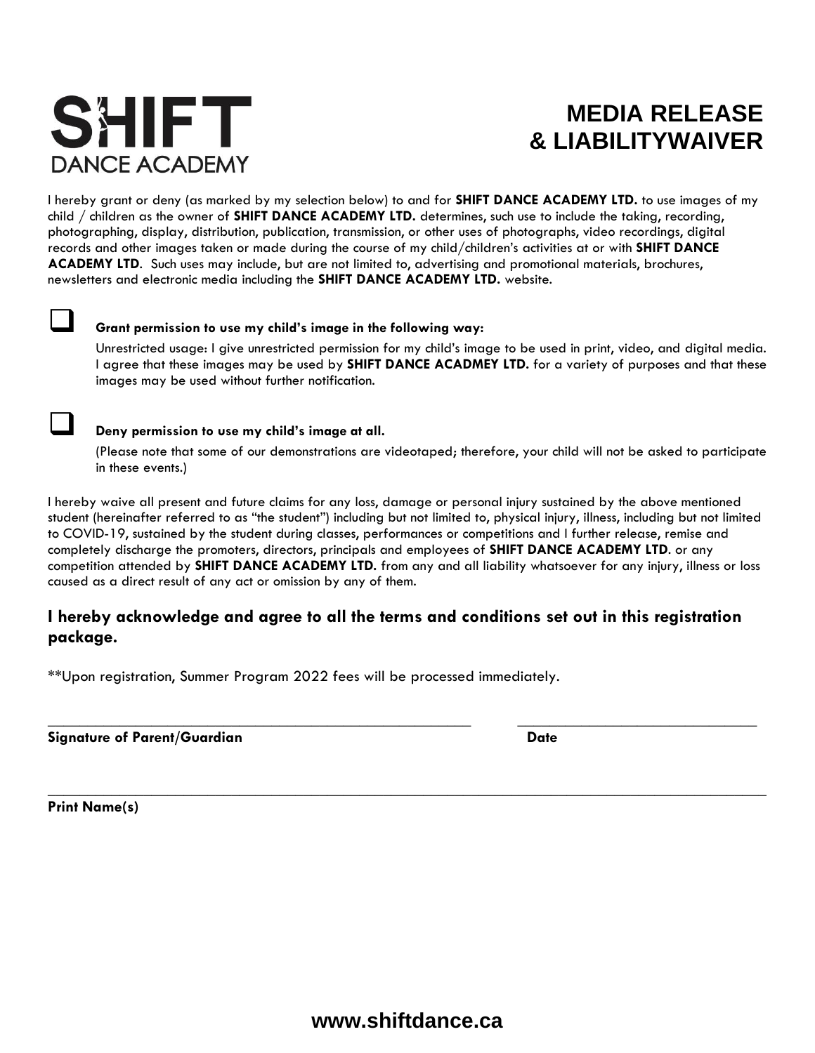**SHIFT**
**DANCE ACADEMY**

# MEDIA RELEASE & LIABILITYWAIVER

I hereby grant or deny (as marked by my selection below) to and for **SHIFT DANCE ACADEMY LTD.** to use images of my child / children as the owner of **SHIFT DANCE ACADEMY LTD.** determines, such use to include the taking, recording, photographing, display, distribution, publication, transmission, or other uses of photographs, video recordings, digital records and other images taken or made during the course of my child/children's activities at or with **SHIFT DANCE ACADEMY LTD**. Such uses may include, but are not limited to, advertising and promotional materials, brochures, newsletters and electronic media including the **SHIFT DANCE ACADEMY LTD.** website.

☐ **Grant permission to use my child's image in the following way:**

Unrestricted usage: I give unrestricted permission for my child's image to be used in print, video, and digital media. I agree that these images may be used by **SHIFT DANCE ACADMEY LTD.** for a variety of purposes and that these images may be used without further notification.

☐ **Deny permission to use my child's image at all.**

(Please note that some of our demonstrations are videotaped; therefore, your child will not be asked to participate in these events.)

I hereby waive all present and future claims for any loss, damage or personal injury sustained by the above mentioned student (hereinafter referred to as "the student") including but not limited to, physical injury, illness, including but not limited to COVID-19, sustained by the student during classes, performances or competitions and I further release, remise and completely discharge the promoters, directors, principals and employees of **SHIFT DANCE ACADEMY LTD**. or any competition attended by **SHIFT DANCE ACADEMY LTD.** from any and all liability whatsoever for any injury, illness or loss caused as a direct result of any act or omission by any of them.

### I hereby acknowledge and agree to all the terms and conditions set out in this registration package.

**Upon registration, Summer Program 2022 fees will be processed immediately.

_______________________________________________ ____________________________

**Signature of Parent/Guardian** **Date**

_____________________________________________________________________________

**Print Name(s)**

**www.shiftdance.ca**